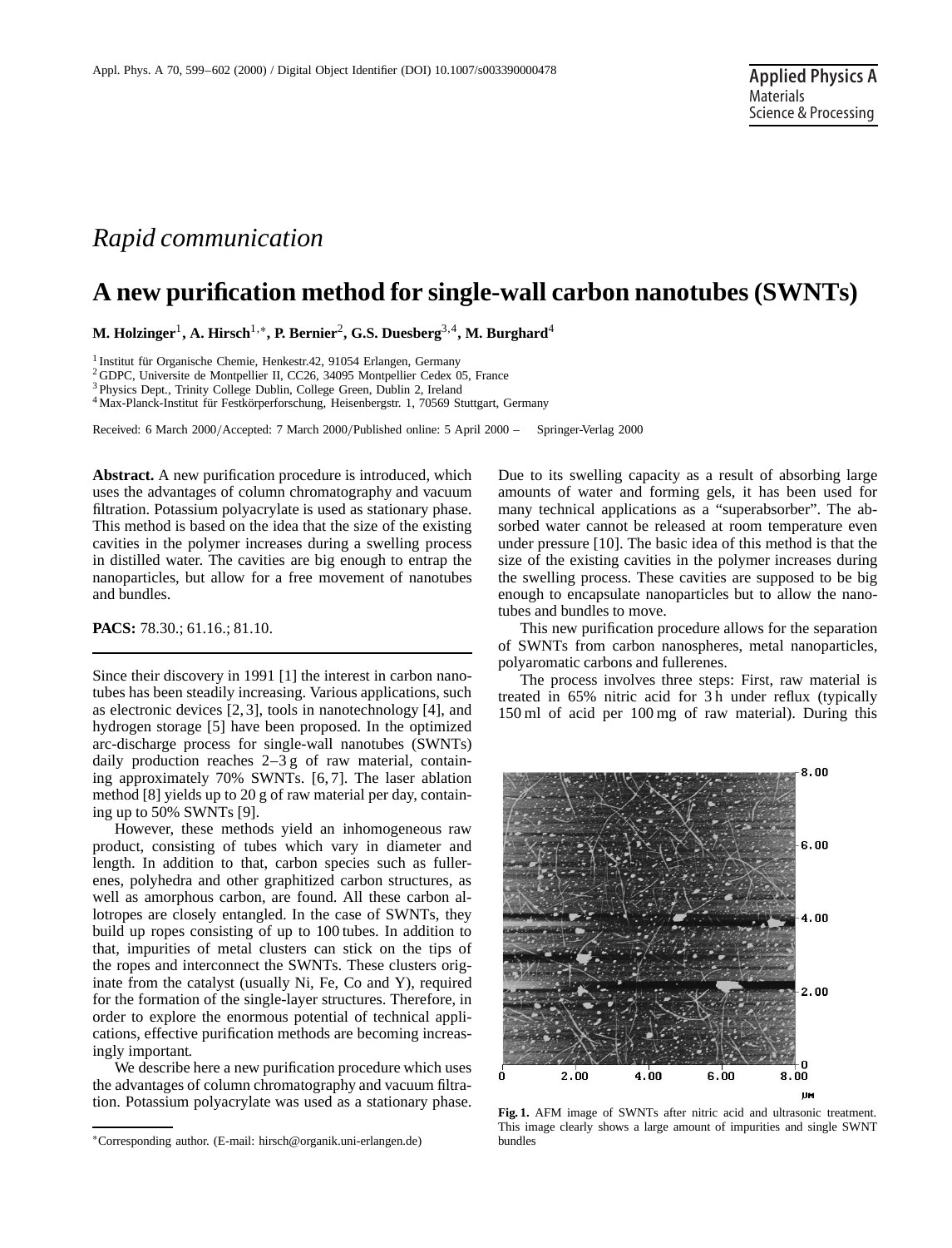*Rapid communication*

# A new purification method for single-wall carbon nanotubes (SWNTs)

**M. Holzinger[1], A. Hirsch[1,*], P. Bernier[2], G.S. Duesberg[3,4], M. Burghard[4]**

[1] Institut für Organische Chemie, Henkestr.42, 91054 Erlangen, Germany
[2] GDPC, Universite de Montpellier II, CC26, 34095 Montpellier Cedex 05, France
[3] Physics Dept., Trinity College Dublin, College Green, Dublin 2, Ireland
[4] Max-Planck-Institut für Festkörperforschung, Heisenbergstr. 1, 70569 Stuttgart, Germany

Received: 6 March 2000/Accepted: 7 March 2000/Published online: 5 April 2000 – Springer-Verlag 2000

**Abstract.** A new purification procedure is introduced, which uses the advantages of column chromatography and vacuum filtration. Potassium polyacrylate is used as stationary phase. This method is based on the idea that the size of the existing cavities in the polymer increases during a swelling process in distilled water. The cavities are big enough to entrap the nanoparticles, but allow for a free movement of nanotubes and bundles.

**PACS:** 78.30.; 61.16.; 81.10.

Since their discovery in 1991 [1] the interest in carbon nanotubes has been steadily increasing. Various applications, such as electronic devices [2,3], tools in nanotechnology [4], and hydrogen storage [5] have been proposed. In the optimized arc-discharge process for single-wall nanotubes (SWNTs) daily production reaches 2–3 g of raw material, containing approximately 70% SWNTs. [6,7]. The laser ablation method [8] yields up to 20 g of raw material per day, containing up to 50% SWNTs [9].

However, these methods yield an inhomogeneous raw product, consisting of tubes which vary in diameter and length. In addition to that, carbon species such as fullerenes, polyhedra and other graphitized carbon structures, as well as amorphous carbon, are found. All these carbon allotropes are closely entangled. In the case of SWNTs, they build up ropes consisting of up to 100 tubes. In addition to that, impurities of metal clusters can stick on the tips of the ropes and interconnect the SWNTs. These clusters originate from the catalyst (usually Ni, Fe, Co and Y), required for the formation of the single-layer structures. Therefore, in order to explore the enormous potential of technical applications, effective purification methods are becoming increasingly important.

We describe here a new purification procedure which uses the advantages of column chromatography and vacuum filtration. Potassium polyacrylate was used as a stationary phase. Due to its swelling capacity as a result of absorbing large amounts of water and forming gels, it has been used for many technical applications as a "superabsorber". The absorbed water cannot be released at room temperature even under pressure [10]. The basic idea of this method is that the size of the existing cavities in the polymer increases during the swelling process. These cavities are supposed to be big enough to encapsulate nanoparticles but to allow the nanotubes and bundles to move.

This new purification procedure allows for the separation of SWNTs from carbon nanospheres, metal nanoparticles, polyaromatic carbons and fullerenes.

The process involves three steps: First, raw material is treated in 65% nitric acid for 3 h under reflux (typically 150 ml of acid per 100 mg of raw material). During this

**Fig. 1.** AFM image of SWNTs after nitric acid and ultrasonic treatment. This image clearly shows a large amount of impurities and single SWNT bundles

*Corresponding author. (E-mail: hirsch@organik.uni-erlangen.de)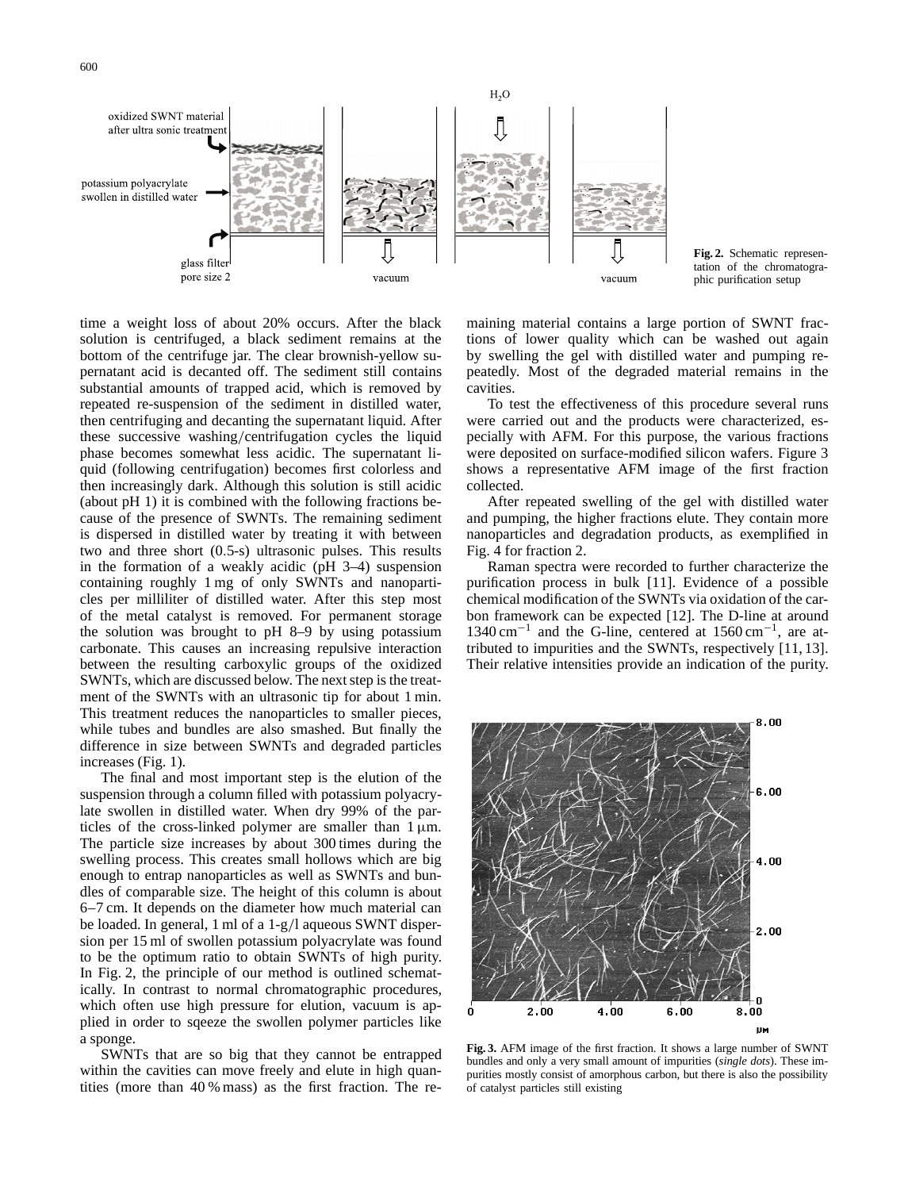time a weight loss of about 20% occurs. After the black solution is centrifuged, a black sediment remains at the bottom of the centrifuge jar. The clear brownish-yellow supernatant acid is decanted off. The sediment still contains substantial amounts of trapped acid, which is removed by repeated re-suspension of the sediment in distilled water, then centrifuging and decanting the supernatant liquid. After these successive washing/centrifugation cycles the liquid phase becomes somewhat less acidic. The supernatant liquid (following centrifugation) becomes first colorless and then increasingly dark. Although this solution is still acidic (about pH 1) it is combined with the following fractions because of the presence of SWNTs. The remaining sediment is dispersed in distilled water by treating it with between two and three short (0.5-s) ultrasonic pulses. This results in the formation of a weakly acidic (pH 3–4) suspension containing roughly 1 mg of only SWNTs and nanoparticles per milliliter of distilled water. After this step most of the metal catalyst is removed. For permanent storage the solution was brought to pH 8–9 by using potassium carbonate. This causes an increasing repulsive interaction between the resulting carboxylic groups of the oxidized SWNTs, which are discussed below. The next step is the treatment of the SWNTs with an ultrasonic tip for about 1 min. This treatment reduces the nanoparticles to smaller pieces, while tubes and bundles are also smashed. But finally the difference in size between SWNTs and degraded particles increases (Fig. 1).

The final and most important step is the elution of the suspension through a column filled with potassium polyacrylate swollen in distilled water. When dry 99% of the particles of the cross-linked polymer are smaller than 1 μm. The particle size increases by about 300 times during the swelling process. This creates small hollows which are big enough to entrap nanoparticles as well as SWNTs and bundles of comparable size. The height of this column is about 6–7 cm. It depends on the diameter how much material can be loaded. In general, 1 ml of a 1-g/l aqueous SWNT dispersion per 15 ml of swollen potassium polyacrylate was found to be the optimum ratio to obtain SWNTs of high purity. In Fig. 2, the principle of our method is outlined schematically. In contrast to normal chromatographic procedures, which often use high pressure for elution, vacuum is applied in order to sqeeze the swollen polymer particles like a sponge.

SWNTs that are so big that they cannot be entrapped within the cavities can move freely and elute in high quantities (more than 40 % mass) as the first fraction. The remaining material contains a large portion of SWNT fractions of lower quality which can be washed out again by swelling the gel with distilled water and pumping repeatedly. Most of the degraded material remains in the cavities.

To test the effectiveness of this procedure several runs were carried out and the products were characterized, especially with AFM. For this purpose, the various fractions were deposited on surface-modified silicon wafers. Figure 3 shows a representative AFM image of the first fraction collected.

After repeated swelling of the gel with distilled water and pumping, the higher fractions elute. They contain more nanoparticles and degradation products, as exemplified in Fig. 4 for fraction 2.

Raman spectra were recorded to further characterize the purification process in bulk [11]. Evidence of a possible chemical modification of the SWNTs via oxidation of the carbon framework can be expected [12]. The D-line at around 1340 $cm^{-1}$ and the G-line, centered at 1560 $cm^{-1}$, are attributed to impurities and the SWNTs, respectively [11, 13]. Their relative intensities provide an indication of the purity.

**Fig. 2.** Schematic representation of the chromatographic purification setup

**Fig. 3.** AFM image of the first fraction. It shows a large number of SWNT bundles and only a very small amount of impurities (*single dots*). These impurities mostly consist of amorphous carbon, but there is also the possibility of catalyst particles still existing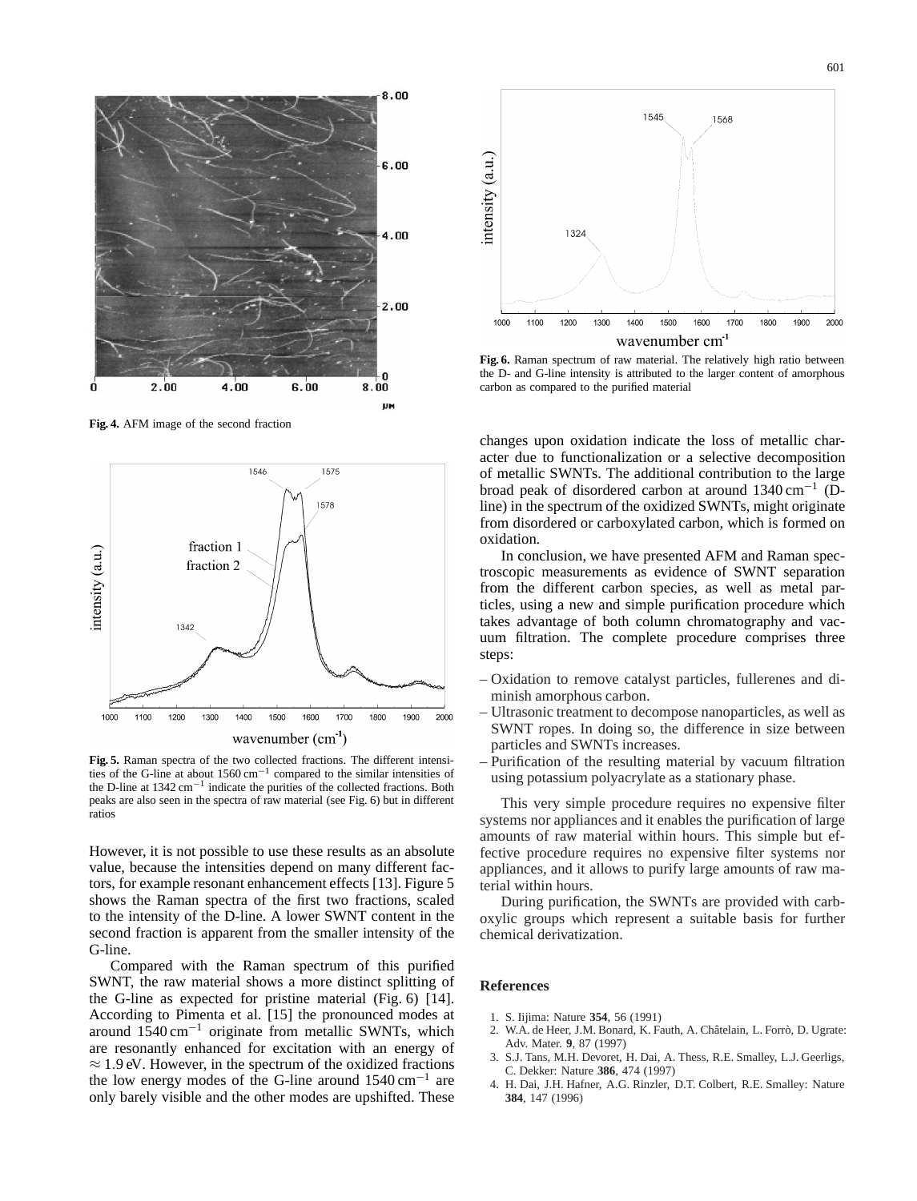Fig. 4. AFM image of the second fraction

Fig. 5. Raman spectra of the two collected fractions. The different intensities of the G-line at about 1560 $cm^{-1}$ compared to the similar intensities of the D-line at 1342 $cm^{-1}$ indicate the purities of the collected fractions. Both peaks are also seen in the spectra of raw material (see Fig. 6) but in different ratios

However, it is not possible to use these results as an absolute value, because the intensities depend on many different factors, for example resonant enhancement effects [13]. Figure 5 shows the Raman spectra of the first two fractions, scaled to the intensity of the D-line. A lower SWNT content in the second fraction is apparent from the smaller intensity of the G-line.

Compared with the Raman spectrum of this purified SWNT, the raw material shows a more distinct splitting of the G-line as expected for pristine material (Fig. 6) [14]. According to Pimenta et al. [15] the pronounced modes at around 1540 $cm^{-1}$ originate from metallic SWNTs, which are resonantly enhanced for excitation with an energy of $\approx 1.9$ eV. However, in the spectrum of the oxidized fractions the low energy modes of the G-line around 1540 $cm^{-1}$ are only barely visible and the other modes are upshifted. These changes upon oxidation indicate the loss of metallic character due to functionalization or a selective decomposition of metallic SWNTs. The additional contribution to the large broad peak of disordered carbon at around 1340 $cm^{-1}$ (D-line) in the spectrum of the oxidized SWNTs, might originate from disordered or carboxylated carbon, which is formed on oxidation.

Fig. 6. Raman spectrum of raw material. The relatively high ratio between the D- and G-line intensity is attributed to the larger content of amorphous carbon as compared to the purified material

In conclusion, we have presented AFM and Raman spectroscopic measurements as evidence of SWNT separation from the different carbon species, as well as metal particles, using a new and simple purification procedure which takes advantage of both column chromatography and vacuum filtration. The complete procedure comprises three steps:

- Oxidation to remove catalyst particles, fullerenes and diminish amorphous carbon.
- Ultrasonic treatment to decompose nanoparticles, as well as SWNT ropes. In doing so, the difference in size between particles and SWNTs increases.
- Purification of the resulting material by vacuum filtration using potassium polyacrylate as a stationary phase.

This very simple procedure requires no expensive filter systems nor appliances and it enables the purification of large amounts of raw material within hours. This simple but effective procedure requires no expensive filter systems nor appliances, and it allows to purify large amounts of raw material within hours.

During purification, the SWNTs are provided with carboxylic groups which represent a suitable basis for further chemical derivatization.

## References

1. S. Iijima: Nature **354**, 56 (1991)
2. W.A. de Heer, J.M. Bonard, K. Fauth, A. Châtelain, L. Forrò, D. Ugrate: Adv. Mater. **9**, 87 (1997)
3. S.J. Tans, M.H. Devoret, H. Dai, A. Thess, R.E. Smalley, L.J. Geerligs, C. Dekker: Nature **386**, 474 (1997)
4. H. Dai, J.H. Hafner, A.G. Rinzler, D.T. Colbert, R.E. Smalley: Nature **384**, 147 (1996)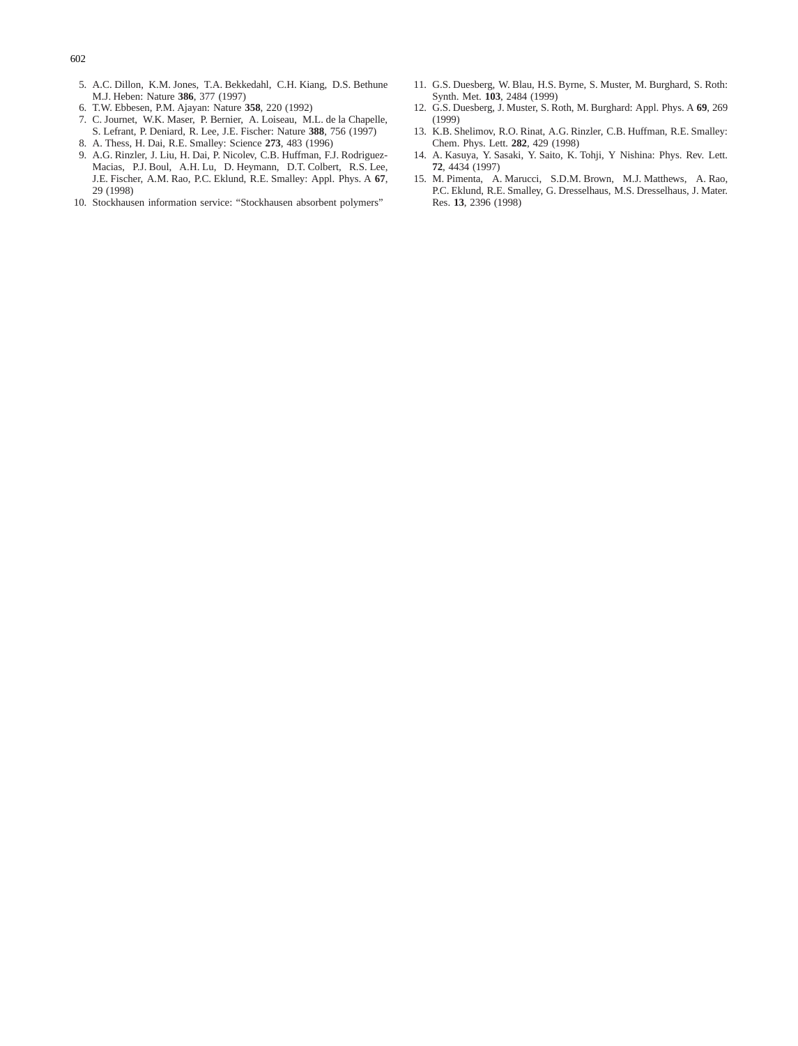5. A.C. Dillon, K.M. Jones, T.A. Bekkedahl, C.H. Kiang, D.S. Bethune M.J. Heben: Nature **386**, 377 (1997)
6. T.W. Ebbesen, P.M. Ajayan: Nature **358**, 220 (1992)
7. C. Journet, W.K. Maser, P. Bernier, A. Loiseau, M.L. de la Chapelle, S. Lefrant, P. Deniard, R. Lee, J.E. Fischer: Nature **388**, 756 (1997)
8. A. Thess, H. Dai, R.E. Smalley: Science **273**, 483 (1996)
9. A.G. Rinzler, J. Liu, H. Dai, P. Nicolev, C.B. Huffman, F.J. Rodriguez-Macias, P.J. Boul, A.H. Lu, D. Heymann, D.T. Colbert, R.S. Lee, J.E. Fischer, A.M. Rao, P.C. Eklund, R.E. Smalley: Appl. Phys. A **67**, 29 (1998)
10. Stockhausen information service: "Stockhausen absorbent polymers"
11. G.S. Duesberg, W. Blau, H.S. Byrne, S. Muster, M. Burghard, S. Roth: Synth. Met. **103**, 2484 (1999)
12. G.S. Duesberg, J. Muster, S. Roth, M. Burghard: Appl. Phys. A **69**, 269 (1999)
13. K.B. Shelimov, R.O. Rinat, A.G. Rinzler, C.B. Huffman, R.E. Smalley: Chem. Phys. Lett. **282**, 429 (1998)
14. A. Kasuya, Y. Sasaki, Y. Saito, K. Tohji, Y Nishina: Phys. Rev. Lett. **72**, 4434 (1997)
15. M. Pimenta, A. Marucci, S.D.M. Brown, M.J. Matthews, A. Rao, P.C. Eklund, R.E. Smalley, G. Dresselhaus, M.S. Dresselhaus, J. Mater. Res. **13**, 2396 (1998)